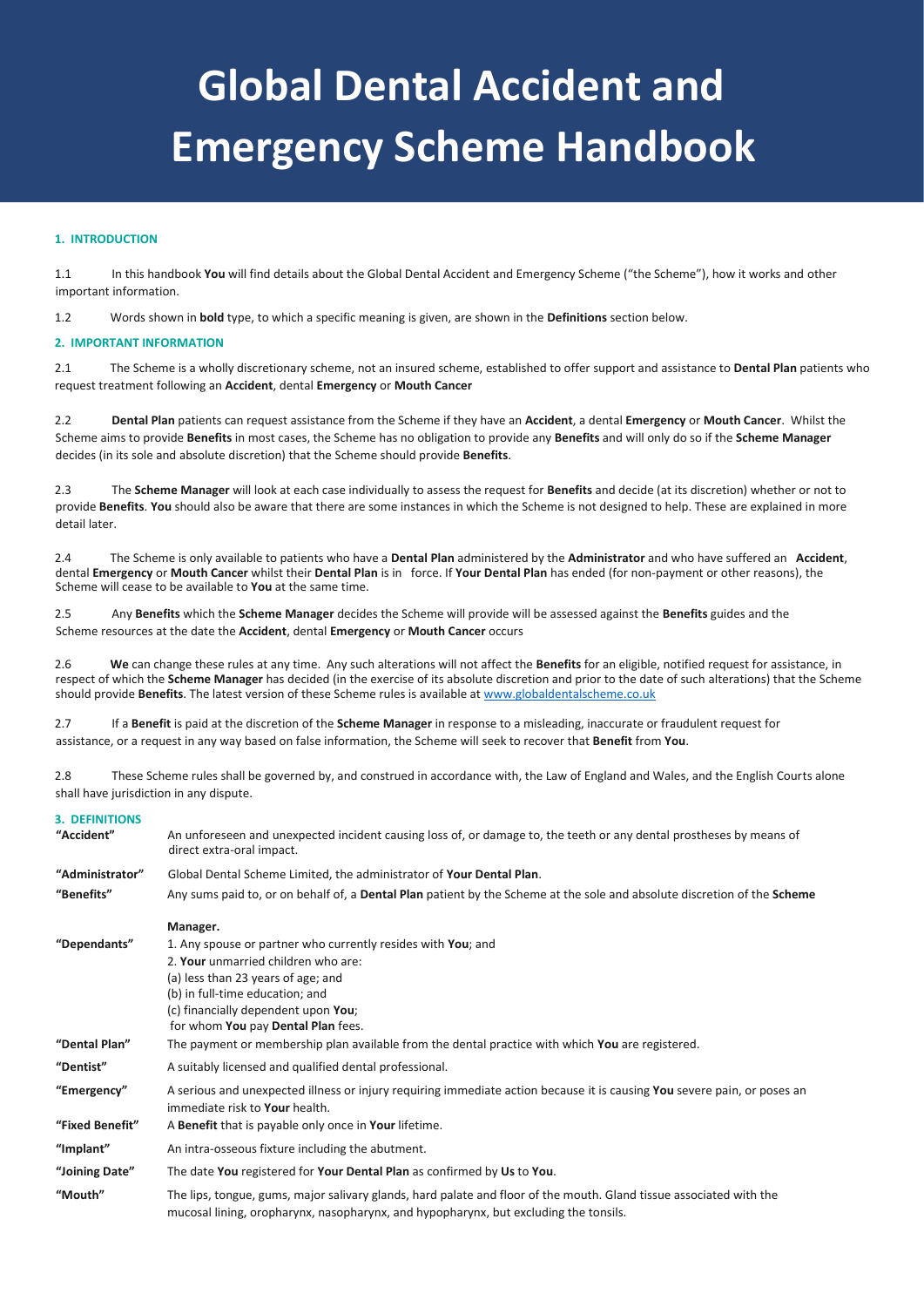# Global Dental Accident and Emergency Scheme Handbook

## 1. INTRODUCTION

1.1 In this handbook **You** will find details about the Global Dental Accident and Emergency Scheme ("the Scheme"), how it works and other important information.

1.2 Words shown in **bold** type, to which a specific meaning is given, are shown in the **Definitions** section below.

## 2. IMPORTANT INFORMATION

2.1 The Scheme is a wholly discretionary scheme, not an insured scheme, established to offer support and assistance to **Dental Plan** patients who request treatment following an **Accident**, dental **Emergency** or **Mouth Cancer**

2.2 **Dental Plan** patients can request assistance from the Scheme if they have an **Accident**, a dental **Emergency** or **Mouth Cancer**. Whilst the Scheme aims to provide **Benefits** in most cases, the Scheme has no obligation to provide any **Benefits** and will only do so if the **Scheme Manager** decides (in its sole and absolute discretion) that the Scheme should provide **Benefits**.

2.3 The **Scheme Manager** will look at each case individually to assess the request for **Benefits** and decide (at its discretion) whether or not to provide **Benefits**. **You** should also be aware that there are some instances in which the Scheme is not designed to help. These are explained in more detail later.

2.4 The Scheme is only available to patients who have a **Dental Plan** administered by the **Administrator** and who have suffered an **Accident**, dental **Emergency** or **Mouth Cancer** whilst their **Dental Plan** is in force. If **Your Dental Plan** has ended (for non-payment or other reasons), the Scheme will cease to be available to **You** at the same time.

2.5 Any **Benefits** which the **Scheme Manager** decides the Scheme will provide will be assessed against the **Benefits** guides and the Scheme resources at the date the **Accident**, dental **Emergency** or **Mouth Cancer** occurs

2.6 **We** can change these rules at any time. Any such alterations will not affect the **Benefits** for an eligible, notified request for assistance, in respect of which the **Scheme Manager** has decided (in the exercise of its absolute discretion and prior to the date of such alterations) that the Scheme should provide **Benefits**. The latest version of these Scheme rules is available at www.globaldentalscheme.co.uk

2.7 If a **Benefit** is paid at the discretion of the **Scheme Manager** in response to a misleading, inaccurate or fraudulent request for assistance, or a request in any way based on false information, the Scheme will seek to recover that **Benefit** from **You**.

2.8 These Scheme rules shall be governed by, and construed in accordance with, the Law of England and Wales, and the English Courts alone shall have jurisdiction in any dispute.

## 3. DEFINITIONS

| | |
|---|---|
| **"Accident"** | An unforeseen and unexpected incident causing loss of, or damage to, the teeth or any dental prostheses by means of direct extra-oral impact. |
| **"Administrator"** | Global Dental Scheme Limited, the administrator of **Your Dental Plan**. |
| **"Benefits"** | Any sums paid to, or on behalf of, a **Dental Plan** patient by the Scheme at the sole and absolute discretion of the **Scheme Manager.** |
| **"Dependants"** | 1. Any spouse or partner who currently resides with **You**; and<br>2. **Your** unmarried children who are:<br>(a) less than 23 years of age; and<br>(b) in full-time education; and<br>(c) financially dependent upon **You**;<br>for whom **You** pay **Dental Plan** fees. |
| **"Dental Plan"** | The payment or membership plan available from the dental practice with which **You** are registered. |
| **"Dentist"** | A suitably licensed and qualified dental professional. |
| **"Emergency"** | A serious and unexpected illness or injury requiring immediate action because it is causing **You** severe pain, or poses an immediate risk to **Your** health. |
| **"Fixed Benefit"** | A **Benefit** that is payable only once in **Your** lifetime. |
| **"Implant"** | An intra-osseous fixture including the abutment. |
| **"Joining Date"** | The date **You** registered for **Your Dental Plan** as confirmed by **Us** to **You**. |
| **"Mouth"** | The lips, tongue, gums, major salivary glands, hard palate and floor of the mouth. Gland tissue associated with the mucosal lining, oropharynx, nasopharynx, and hypopharynx, but excluding the tonsils. |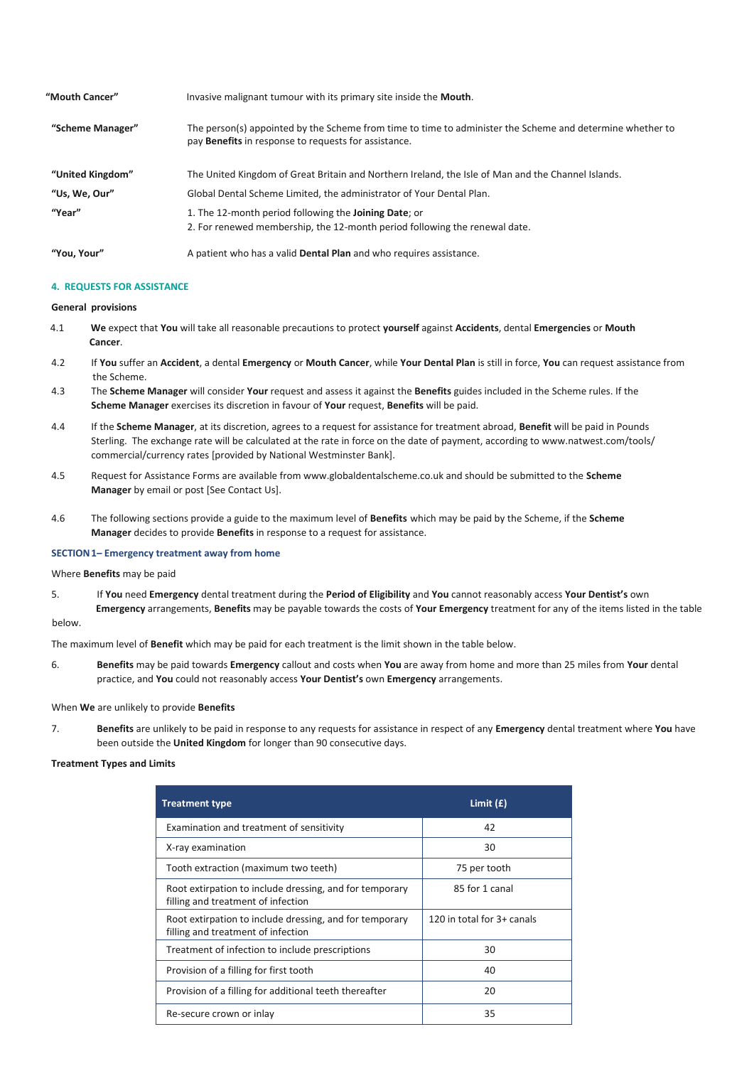| | |
|---|---|
| **"Mouth Cancer"** | Invasive malignant tumour with its primary site inside the **Mouth**. |
| **"Scheme Manager"** | The person(s) appointed by the Scheme from time to time to administer the Scheme and determine whether to pay **Benefits** in response to requests for assistance. |
| **"United Kingdom"** | The United Kingdom of Great Britain and Northern Ireland, the Isle of Man and the Channel Islands. |
| **"Us, We, Our"** | Global Dental Scheme Limited, the administrator of Your Dental Plan. |
| **"Year"** | 1. The 12-month period following the **Joining Date**; or<br>2. For renewed membership, the 12-month period following the renewal date. |
| **"You, Your"** | A patient who has a valid **Dental Plan** and who requires assistance. |

## 4. REQUESTS FOR ASSISTANCE

**General provisions**

4.1 **We** expect that **You** will take all reasonable precautions to protect **yourself** against **Accidents**, dental **Emergencies** or **Mouth Cancer**.

4.2 If **You** suffer an **Accident**, a dental **Emergency** or **Mouth Cancer**, while **Your Dental Plan** is still in force, **You** can request assistance from the Scheme.

4.3 The **Scheme Manager** will consider **Your** request and assess it against the **Benefits** guides included in the Scheme rules. If the **Scheme Manager** exercises its discretion in favour of **Your** request, **Benefits** will be paid.

4.4 If the **Scheme Manager**, at its discretion, agrees to a request for assistance for treatment abroad, **Benefit** will be paid in Pounds Sterling. The exchange rate will be calculated at the rate in force on the date of payment, according to www.natwest.com/tools/commercial/currency rates [provided by National Westminster Bank].

4.5 Request for Assistance Forms are available from www.globaldentalscheme.co.uk and should be submitted to the **Scheme Manager** by email or post [See Contact Us].

4.6 The following sections provide a guide to the maximum level of **Benefits** which may be paid by the Scheme, if the **Scheme Manager** decides to provide **Benefits** in response to a request for assistance.

### SECTION 1– Emergency treatment away from home

Where **Benefits** may be paid

5. If **You** need **Emergency** dental treatment during the **Period of Eligibility** and **You** cannot reasonably access **Your Dentist's** own **Emergency** arrangements, **Benefits** may be payable towards the costs of **Your Emergency** treatment for any of the items listed in the table below.

The maximum level of **Benefit** which may be paid for each treatment is the limit shown in the table below.

6. **Benefits** may be paid towards **Emergency** callout and costs when **You** are away from home and more than 25 miles from **Your** dental practice, and **You** could not reasonably access **Your Dentist's** own **Emergency** arrangements.

When **We** are unlikely to provide **Benefits**

7. **Benefits** are unlikely to be paid in response to any requests for assistance in respect of any **Emergency** dental treatment where **You** have been outside the **United Kingdom** for longer than 90 consecutive days.

**Treatment Types and Limits**

| Treatment type | Limit (£) |
|---|---|
| Examination and treatment of sensitivity | 42 |
| X-ray examination | 30 |
| Tooth extraction (maximum two teeth) | 75 per tooth |
| Root extirpation to include dressing, and for temporary filling and treatment of infection | 85 for 1 canal |
| Root extirpation to include dressing, and for temporary filling and treatment of infection | 120 in total for 3+ canals |
| Treatment of infection to include prescriptions | 30 |
| Provision of a filling for first tooth | 40 |
| Provision of a filling for additional teeth thereafter | 20 |
| Re-secure crown or inlay | 35 |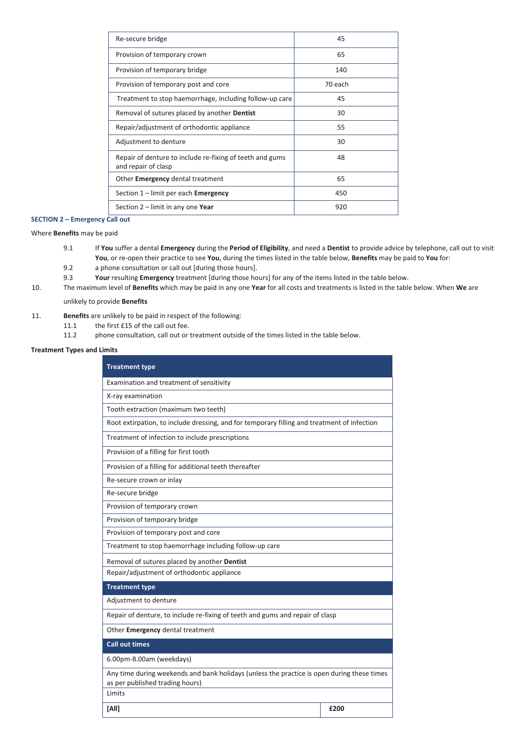| | |
|---|---|
| Re-secure bridge | 45 |
| Provision of temporary crown | 65 |
| Provision of temporary bridge | 140 |
| Provision of temporary post and core | 70 each |
| Treatment to stop haemorrhage, including follow-up care | 45 |
| Removal of sutures placed by another **Dentist** | 30 |
| Repair/adjustment of orthodontic appliance | 55 |
| Adjustment to denture | 30 |
| Repair of denture to include re-fixing of teeth and gums and repair of clasp | 48 |
| Other **Emergency** dental treatment | 65 |
| Section 1 – limit per each **Emergency** | 450 |
| Section 2 – limit in any one **Year** | 920 |

**SECTION 2 – Emergency Call out**

Where **Benefits** may be paid

9.1 If **You** suffer a dental **Emergency** during the **Period of Eligibility**, and need a **Dentist** to provide advice by telephone, call out to visit **You**, or re-open their practice to see **You**, during the times listed in the table below, **Benefits** may be paid to **You** for:

9.2 a phone consultation or call out [during those hours].

9.3 **Your** resulting **Emergency** treatment [during those hours] for any of the items listed in the table below.

10. The maximum level of **Benefits** which may be paid in any one **Year** for all costs and treatments is listed in the table below. When **We** are unlikely to provide **Benefits**

11. **Benefits** are unlikely to be paid in respect of the following:

11.1 the first £15 of the call out fee.

11.2 phone consultation, call out or treatment outside of the times listed in the table below.

**Treatment Types and Limits**

| **Treatment type** | |
|---|---|
| Examination and treatment of sensitivity | |
| X-ray examination | |
| Tooth extraction (maximum two teeth) | |
| Root extirpation, to include dressing, and for temporary filling and treatment of infection | |
| Treatment of infection to include prescriptions | |
| Provision of a filling for first tooth | |
| Provision of a filling for additional teeth thereafter | |
| Re-secure crown or inlay | |
| Re-secure bridge | |
| Provision of temporary crown | |
| Provision of temporary bridge | |
| Provision of temporary post and core | |
| Treatment to stop haemorrhage including follow-up care | |
| Removal of sutures placed by another **Dentist** | |
| Repair/adjustment of orthodontic appliance | |
| **Treatment type** | |
| Adjustment to denture | |
| Repair of denture, to include re-fixing of teeth and gums and repair of clasp | |
| Other **Emergency** dental treatment | |
| **Call out times** | |
| 6.00pm-8.00am (weekdays) | |
| Any time during weekends and bank holidays (unless the practice is open during these times as per published trading hours) | |
| Limits | |
| **[All]** | **£200** |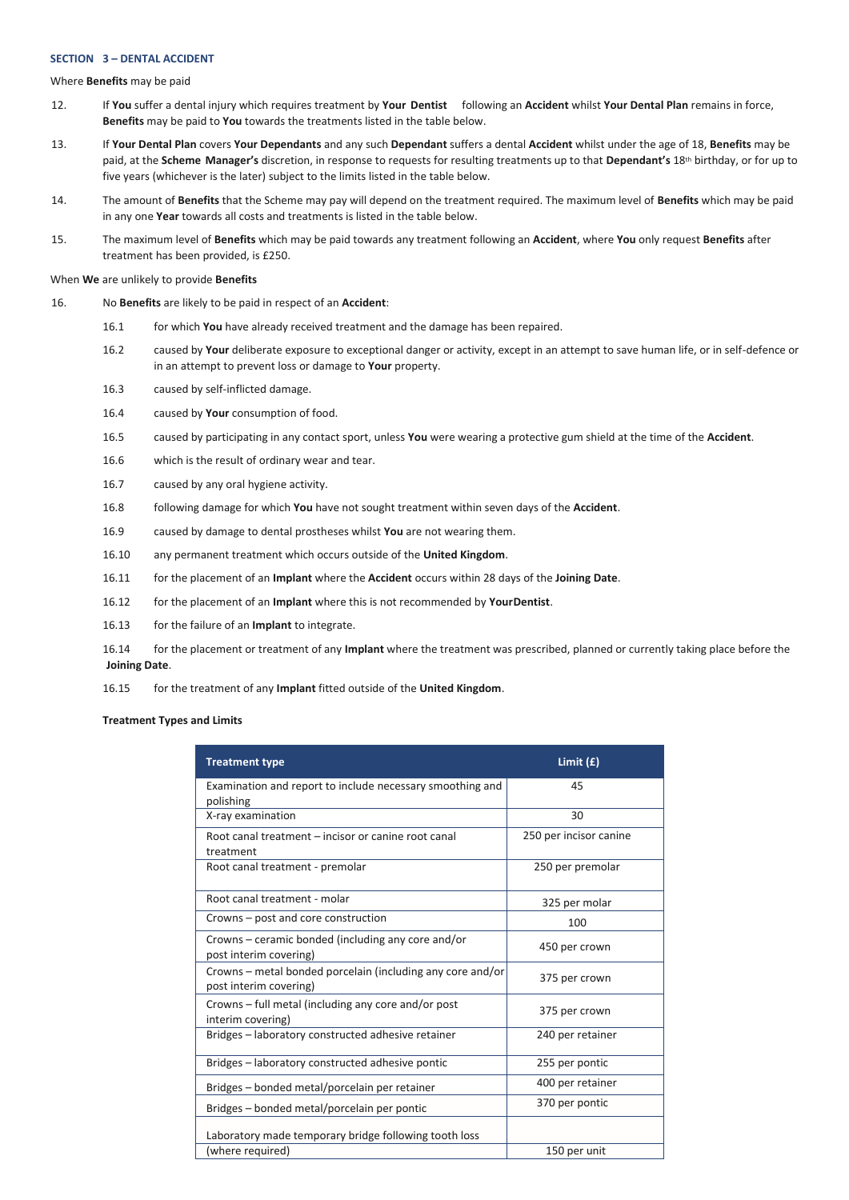**SECTION 3 – DENTAL ACCIDENT**

Where **Benefits** may be paid

12. If **You** suffer a dental injury which requires treatment by **Your Dentist** following an **Accident** whilst **Your Dental Plan** remains in force, **Benefits** may be paid to **You** towards the treatments listed in the table below.

13. If **Your Dental Plan** covers **Your Dependants** and any such **Dependant** suffers a dental **Accident** whilst under the age of 18, **Benefits** may be paid, at the **Scheme Manager's** discretion, in response to requests for resulting treatments up to that **Dependant's** 18th birthday, or for up to five years (whichever is the later) subject to the limits listed in the table below.

14. The amount of **Benefits** that the Scheme may pay will depend on the treatment required. The maximum level of **Benefits** which may be paid in any one **Year** towards all costs and treatments is listed in the table below.

15. The maximum level of **Benefits** which may be paid towards any treatment following an **Accident**, where **You** only request **Benefits** after treatment has been provided, is £250.

When **We** are unlikely to provide **Benefits**

16. No **Benefits** are likely to be paid in respect of an **Accident**:

  16.1 for which **You** have already received treatment and the damage has been repaired.

  16.2 caused by **Your** deliberate exposure to exceptional danger or activity, except in an attempt to save human life, or in self-defence or in an attempt to prevent loss or damage to **Your** property.

  16.3 caused by self-inflicted damage.

  16.4 caused by **Your** consumption of food.

  16.5 caused by participating in any contact sport, unless **You** were wearing a protective gum shield at the time of the **Accident**.

  16.6 which is the result of ordinary wear and tear.

  16.7 caused by any oral hygiene activity.

  16.8 following damage for which **You** have not sought treatment within seven days of the **Accident**.

  16.9 caused by damage to dental prostheses whilst **You** are not wearing them.

  16.10 any permanent treatment which occurs outside of the **United Kingdom**.

  16.11 for the placement of an **Implant** where the **Accident** occurs within 28 days of the **Joining Date**.

  16.12 for the placement of an **Implant** where this is not recommended by **YourDentist**.

  16.13 for the failure of an **Implant** to integrate.

  16.14 for the placement or treatment of any **Implant** where the treatment was prescribed, planned or currently taking place before the **Joining Date**.

  16.15 for the treatment of any **Implant** fitted outside of the **United Kingdom**.

**Treatment Types and Limits**

| Treatment type | Limit (£) |
|---|---|
| Examination and report to include necessary smoothing and polishing | 45 |
| X-ray examination | 30 |
| Root canal treatment – incisor or canine root canal treatment | 250 per incisor canine |
| Root canal treatment - premolar | 250 per premolar |
| Root canal treatment - molar | 325 per molar |
| Crowns – post and core construction | 100 |
| Crowns – ceramic bonded (including any core and/or post interim covering) | 450 per crown |
| Crowns – metal bonded porcelain (including any core and/or post interim covering) | 375 per crown |
| Crowns – full metal (including any core and/or post interim covering) | 375 per crown |
| Bridges – laboratory constructed adhesive retainer | 240 per retainer |
| Bridges – laboratory constructed adhesive pontic | 255 per pontic |
| Bridges – bonded metal/porcelain per retainer | 400 per retainer |
| Bridges – bonded metal/porcelain per pontic | 370 per pontic |
| Laboratory made temporary bridge following tooth loss (where required) | 150 per unit |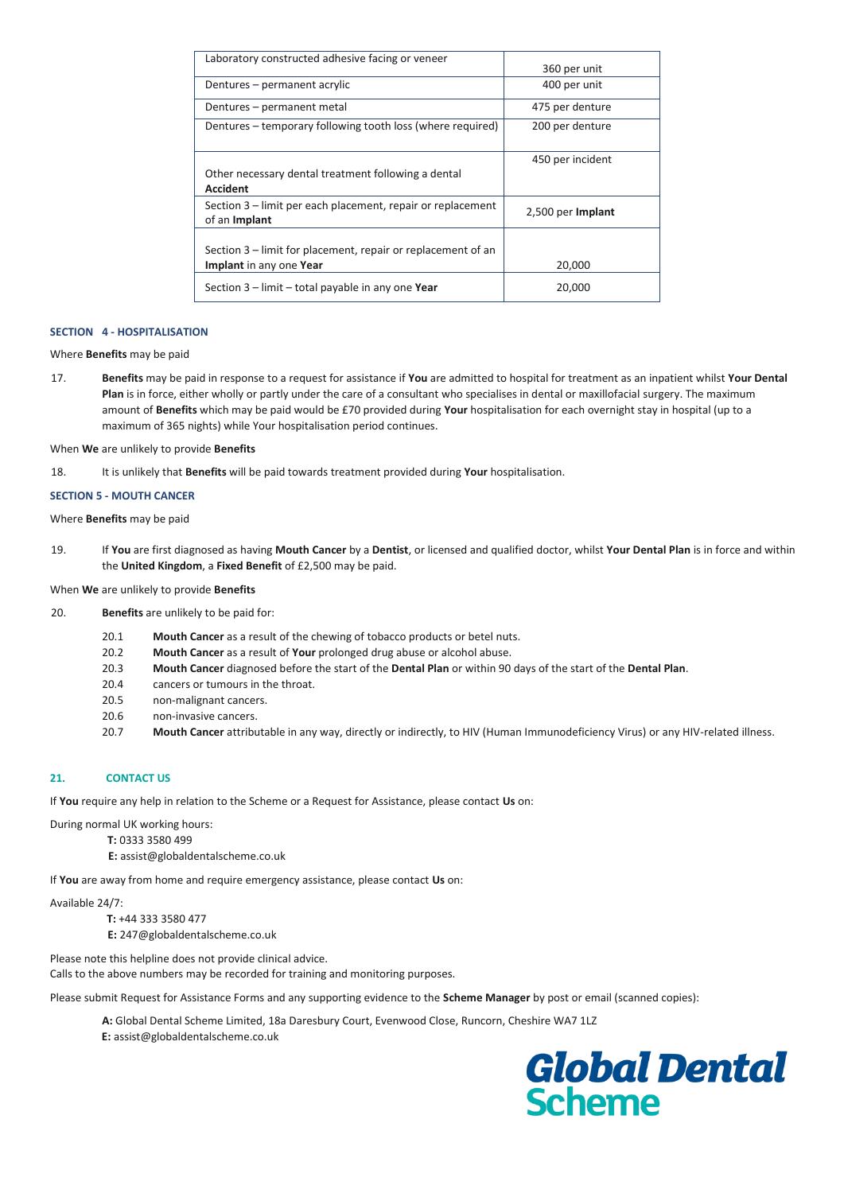| | |
|---|---|
| Laboratory constructed adhesive facing or veneer | 360 per unit |
| Dentures – permanent acrylic | 400 per unit |
| Dentures – permanent metal | 475 per denture |
| Dentures – temporary following tooth loss (where required) | 200 per denture |
| Other necessary dental treatment following a dental **Accident** | 450 per incident |
| Section 3 – limit per each placement, repair or replacement of an **Implant** | 2,500 per **Implant** |
| Section 3 – limit for placement, repair or replacement of an **Implant** in any one **Year** | 20,000 |
| Section 3 – limit – total payable in any one **Year** | 20,000 |

## SECTION 4 - HOSPITALISATION

Where **Benefits** may be paid

17. **Benefits** may be paid in response to a request for assistance if **You** are admitted to hospital for treatment as an inpatient whilst **Your Dental Plan** is in force, either wholly or partly under the care of a consultant who specialises in dental or maxillofacial surgery. The maximum amount of **Benefits** which may be paid would be £70 provided during **Your** hospitalisation for each overnight stay in hospital (up to a maximum of 365 nights) while Your hospitalisation period continues.

When **We** are unlikely to provide **Benefits**

18. It is unlikely that **Benefits** will be paid towards treatment provided during **Your** hospitalisation.

## SECTION 5 - MOUTH CANCER

Where **Benefits** may be paid

19. If **You** are first diagnosed as having **Mouth Cancer** by a **Dentist**, or licensed and qualified doctor, whilst **Your Dental Plan** is in force and within the **United Kingdom**, a **Fixed Benefit** of £2,500 may be paid.

When **We** are unlikely to provide **Benefits**

20. **Benefits** are unlikely to be paid for:

    20.1 **Mouth Cancer** as a result of the chewing of tobacco products or betel nuts.
    20.2 **Mouth Cancer** as a result of **Your** prolonged drug abuse or alcohol abuse.
    20.3 **Mouth Cancer** diagnosed before the start of the **Dental Plan** or within 90 days of the start of the **Dental Plan**.
    20.4 cancers or tumours in the throat.
    20.5 non-malignant cancers.
    20.6 non-invasive cancers.
    20.7 **Mouth Cancer** attributable in any way, directly or indirectly, to HIV (Human Immunodeficiency Virus) or any HIV-related illness.

## 21. CONTACT US

If **You** require any help in relation to the Scheme or a Request for Assistance, please contact **Us** on:

During normal UK working hours:

**T:** 0333 3580 499
**E:** assist@globaldentalscheme.co.uk

If **You** are away from home and require emergency assistance, please contact **Us** on:

Available 24/7:

**T:** +44 333 3580 477
**E:** 247@globaldentalscheme.co.uk

Please note this helpline does not provide clinical advice.
Calls to the above numbers may be recorded for training and monitoring purposes.

Please submit Request for Assistance Forms and any supporting evidence to the **Scheme Manager** by post or email (scanned copies):

**A:** Global Dental Scheme Limited, 18a Daresbury Court, Evenwood Close, Runcorn, Cheshire WA7 1LZ
**E:** assist@globaldentalscheme.co.uk

Global Dental Scheme